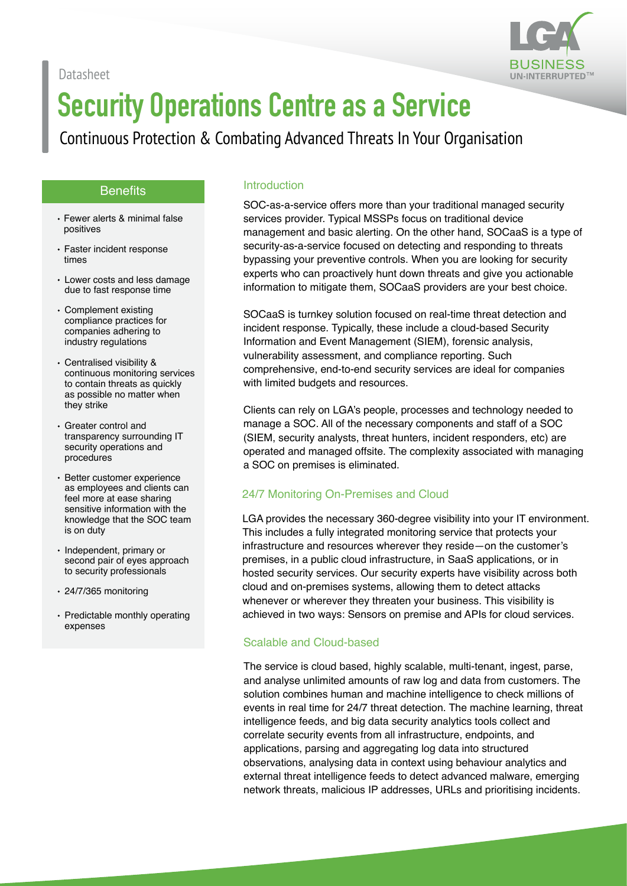Datasheet

# Security Operations Centre as a Service

Continuous Protection & Combating Advanced Threats In Your Organisation

## Benefits

- Fewer alerts & minimal false positives
- Faster incident response times
- Lower costs and less damage due to fast response time
- Complement existing compliance practices for companies adhering to industry regulations
- Centralised visibility & continuous monitoring services to contain threats as quickly as possible no matter when they strike
- Greater control and transparency surrounding IT security operations and procedures
- Better customer experience as employees and clients can feel more at ease sharing sensitive information with the knowledge that the SOC team is on duty
- Independent, primary or second pair of eyes approach to security professionals
- 24/7/365 monitoring
- Predictable monthly operating expenses

## Introduction

SOC-as-a-service offers more than your traditional managed security services provider. Typical MSSPs focus on traditional device management and basic alerting. On the other hand, SOCaaS is a type of security-as-a-service focused on detecting and responding to threats bypassing your preventive controls. When you are looking for security experts who can proactively hunt down threats and give you actionable information to mitigate them, SOCaaS providers are your best choice.

SOCaaS is turnkey solution focused on real-time threat detection and incident response. Typically, these include a cloud-based Security Information and Event Management (SIEM), forensic analysis, vulnerability assessment, and compliance reporting. Such comprehensive, end-to-end security services are ideal for companies with limited budgets and resources.

Clients can rely on LGA's people, processes and technology needed to manage a SOC. All of the necessary components and staff of a SOC (SIEM, security analysts, threat hunters, incident responders, etc) are operated and managed offsite. The complexity associated with managing a SOC on premises is eliminated.

## 24/7 Monitoring On-Premises and Cloud

LGA provides the necessary 360-degree visibility into your IT environment. This includes a fully integrated monitoring service that protects your infrastructure and resources wherever they reside—on the customer's premises, in a public cloud infrastructure, in SaaS applications, or in hosted security services. Our security experts have visibility across both cloud and on-premises systems, allowing them to detect attacks whenever or wherever they threaten your business. This visibility is achieved in two ways: Sensors on premise and APIs for cloud services.

## Scalable and Cloud-based

The service is cloud based, highly scalable, multi-tenant, ingest, parse, and analyse unlimited amounts of raw log and data from customers. The solution combines human and machine intelligence to check millions of events in real time for 24/7 threat detection. The machine learning, threat intelligence feeds, and big data security analytics tools collect and correlate security events from all infrastructure, endpoints, and applications, parsing and aggregating log data into structured observations, analysing data in context using behaviour analytics and external threat intelligence feeds to detect advanced malware, emerging network threats, malicious IP addresses, URLs and prioritising incidents.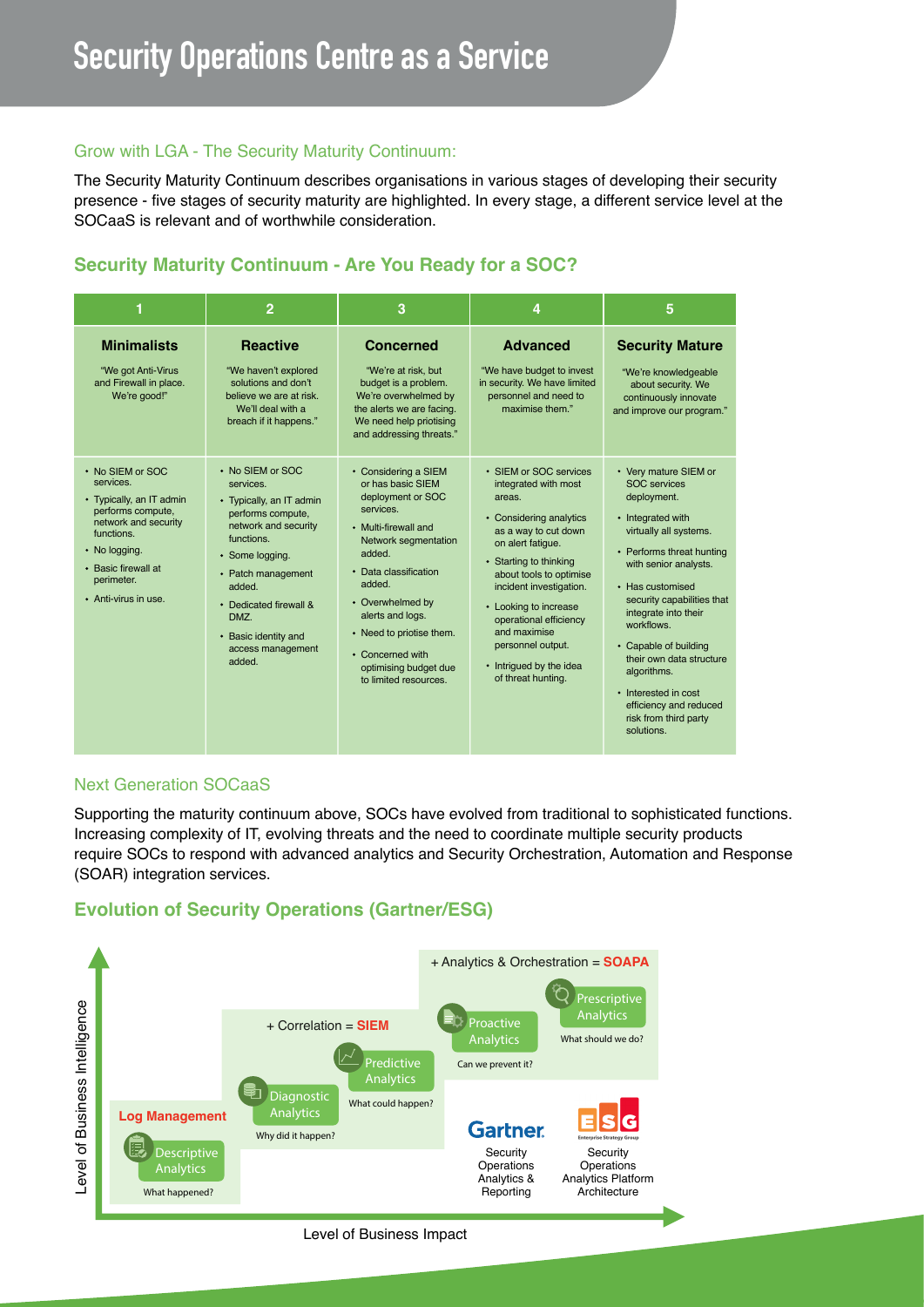# Security Operations Centre as a Service

## Grow with LGA - The Security Maturity Continuum:

The Security Maturity Continuum describes organisations in various stages of developing their security presence - five stages of security maturity are highlighted. In every stage, a different service level at the SOCaaS is relevant and of worthwhile consideration.

## Security Maturity Continuum - Are You Ready for a SOC?

| 1 | 2 | 3 | 4 | 5 |
|---|---|---|---|---|
| **Minimalists**<br>"We got Anti-Virus and Firewall in place. We're good!" | **Reactive**<br>"We haven't explored solutions and don't believe we are at risk. We'll deal with a breach if it happens." | **Concerned**<br>"We're at risk, but budget is a problem. We're overwhelmed by the alerts we are facing. We need help priotising and addressing threats." | **Advanced**<br>"We have budget to invest in security. We have limited personnel and need to maximise them." | **Security Mature**<br>"We're knowledgeable about security. We continuously innovate and improve our program." |
| • No SIEM or SOC services.<br>• Typically, an IT admin performs compute, network and security functions.<br>• No logging.<br>• Basic firewall at perimeter.<br>• Anti-virus in use. | • No SIEM or SOC services.<br>• Typically, an IT admin performs compute, network and security functions.<br>• Some logging.<br>• Patch management added.<br>• Dedicated firewall & DMZ.<br>• Basic identity and access management added. | • Considering a SIEM or has basic SIEM deployment or SOC services.<br>• Multi-firewall and Network segmentation added.<br>• Data classification added.<br>• Overwhelmed by alerts and logs.<br>• Need to priotise them.<br>• Concerned with optimising budget due to limited resources. | • SIEM or SOC services integrated with most areas.<br>• Considering analytics as a way to cut down on alert fatigue.<br>• Starting to thinking about tools to optimise incident investigation.<br>• Looking to increase operational efficiency and maximise personnel output.<br>• Intrigued by the idea of threat hunting. | • Very mature SIEM or SOC services deployment.<br>• Integrated with virtually all systems.<br>• Performs threat hunting with senior analysts.<br>• Has customised security capabilities that integrate into their workflows.<br>• Capable of building their own data structure algorithms.<br>• Interested in cost efficiency and reduced risk from third party solutions. |

## Next Generation SOCaaS

Supporting the maturity continuum above, SOCs have evolved from traditional to sophisticated functions. Increasing complexity of IT, evolving threats and the need to coordinate multiple security products require SOCs to respond with advanced analytics and Security Orchestration, Automation and Response (SOAR) integration services.

## Evolution of Security Operations (Gartner/ESG)

Level of Business Intelligence (vertical axis) / Level of Business Impact (horizontal axis)

- **Log Management**
  - Descriptive Analytics — What happened?
- **+ Correlation = SIEM**
  - Diagnostic Analytics — Why did it happen?
  - Predictive Analytics — What could happen?
- **+ Analytics & Orchestration = SOAPA**
  - Proactive Analytics — Can we prevent it?
  - Prescriptive Analytics — What should we do?

Gartner: Security Operations Analytics & Reporting

ESG (Enterprise Strategy Group): Security Operations Analytics Platform Architecture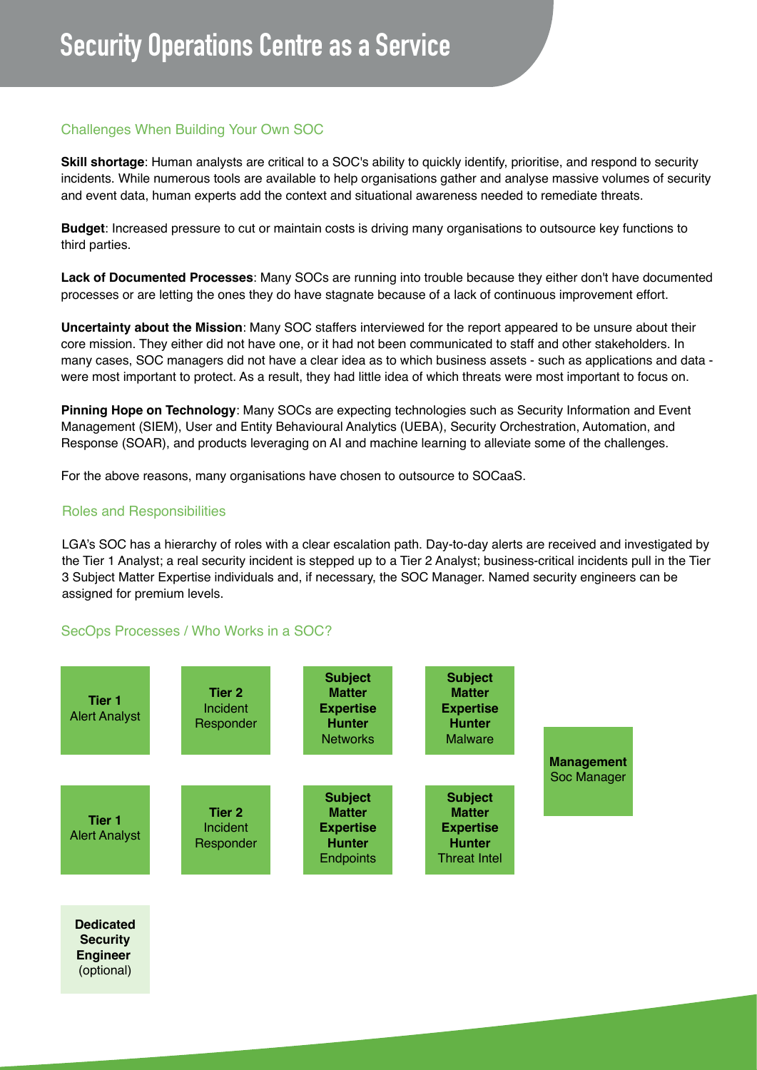# Security Operations Centre as a Service

## Challenges When Building Your Own SOC

**Skill shortage**: Human analysts are critical to a SOC's ability to quickly identify, prioritise, and respond to security incidents. While numerous tools are available to help organisations gather and analyse massive volumes of security and event data, human experts add the context and situational awareness needed to remediate threats.

**Budget**: Increased pressure to cut or maintain costs is driving many organisations to outsource key functions to third parties.

**Lack of Documented Processes**: Many SOCs are running into trouble because they either don't have documented processes or are letting the ones they do have stagnate because of a lack of continuous improvement effort.

**Uncertainty about the Mission**: Many SOC staffers interviewed for the report appeared to be unsure about their core mission. They either did not have one, or it had not been communicated to staff and other stakeholders. In many cases, SOC managers did not have a clear idea as to which business assets - such as applications and data - were most important to protect. As a result, they had little idea of which threats were most important to focus on.

**Pinning Hope on Technology**: Many SOCs are expecting technologies such as Security Information and Event Management (SIEM), User and Entity Behavioural Analytics (UEBA), Security Orchestration, Automation, and Response (SOAR), and products leveraging on AI and machine learning to alleviate some of the challenges.

For the above reasons, many organisations have chosen to outsource to SOCaaS.

## Roles and Responsibilities

LGA's SOC has a hierarchy of roles with a clear escalation path. Day-to-day alerts are received and investigated by the Tier 1 Analyst; a real security incident is stepped up to a Tier 2 Analyst; business-critical incidents pull in the Tier 3 Subject Matter Expertise individuals and, if necessary, the SOC Manager. Named security engineers can be assigned for premium levels.

## SecOps Processes / Who Works in a SOC?

- **Tier 1** Alert Analyst
- **Tier 2** Incident Responder
- **Subject Matter Expertise Hunter** Networks
- **Subject Matter Expertise Hunter** Malware
- **Tier 1** Alert Analyst
- **Tier 2** Incident Responder
- **Subject Matter Expertise Hunter** Endpoints
- **Subject Matter Expertise Hunter** Threat Intel
- **Management** Soc Manager
- **Dedicated Security Engineer** (optional)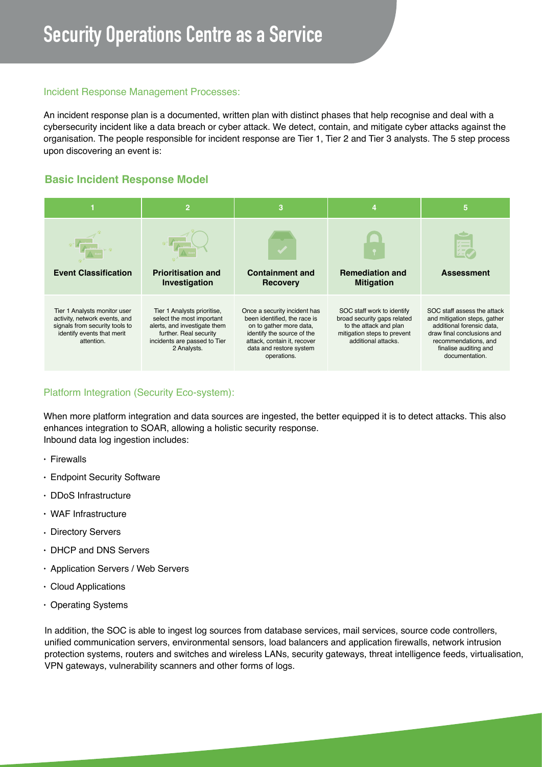# Security Operations Centre as a Service

## Incident Response Management Processes:

An incident response plan is a documented, written plan with distinct phases that help recognise and deal with a cybersecurity incident like a data breach or cyber attack. We detect, contain, and mitigate cyber attacks against the organisation. The people responsible for incident response are Tier 1, Tier 2 and Tier 3 analysts. The 5 step process upon discovering an event is:

### Basic Incident Response Model

| 1 | 2 | 3 | 4 | 5 |
|---|---|---|---|---|
| **Event Classification** | **Prioritisation and Investigation** | **Containment and Recovery** | **Remediation and Mitigation** | **Assessment** |
| Tier 1 Analysts monitor user activity, network events, and signals from security tools to identify events that merit attention. | Tier 1 Analysts prioritise, select the most important alerts, and investigate them further. Real security incidents are passed to Tier 2 Analysts. | Once a security incident has been identified, the race is on to gather more data, identify the source of the attack, contain it, recover data and restore system operations. | SOC staff work to identify broad security gaps related to the attack and plan mitigation steps to prevent additional attacks. | SOC staff assess the attack and mitigation steps, gather additional forensic data, draw final conclusions and recommendations, and finalise auditing and documentation. |

## Platform Integration (Security Eco-system):

When more platform integration and data sources are ingested, the better equipped it is to detect attacks. This also enhances integration to SOAR, allowing a holistic security response.
Inbound data log ingestion includes:

- Firewalls
- Endpoint Security Software
- DDoS Infrastructure
- WAF Infrastructure
- Directory Servers
- DHCP and DNS Servers
- Application Servers / Web Servers
- Cloud Applications
- Operating Systems

In addition, the SOC is able to ingest log sources from database services, mail services, source code controllers, unified communication servers, environmental sensors, load balancers and application firewalls, network intrusion protection systems, routers and switches and wireless LANs, security gateways, threat intelligence feeds, virtualisation, VPN gateways, vulnerability scanners and other forms of logs.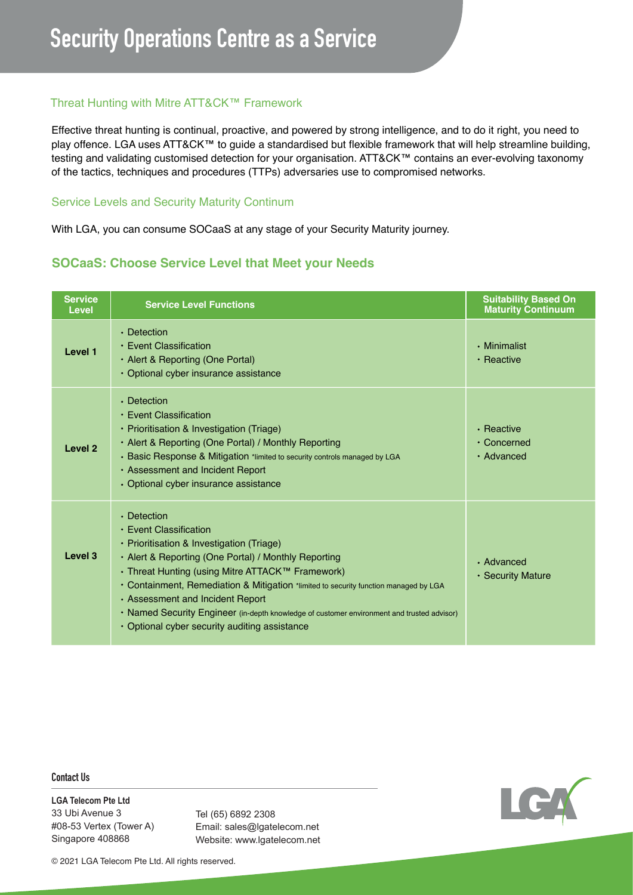# Security Operations Centre as a Service

## Threat Hunting with Mitre ATT&CK™ Framework

Effective threat hunting is continual, proactive, and powered by strong intelligence, and to do it right, you need to play offence. LGA uses ATT&CK™ to guide a standardised but flexible framework that will help streamline building, testing and validating customised detection for your organisation. ATT&CK™ contains an ever-evolving taxonomy of the tactics, techniques and procedures (TTPs) adversaries use to compromised networks.

## Service Levels and Security Maturity Continum

With LGA, you can consume SOCaaS at any stage of your Security Maturity journey.

### SOCaaS: Choose Service Level that Meet your Needs

| Service Level | Service Level Functions | Suitability Based On Maturity Continuum |
|---|---|---|
| **Level 1** | • Detection<br>• Event Classification<br>• Alert & Reporting (One Portal)<br>• Optional cyber insurance assistance | • Minimalist<br>• Reactive |
| **Level 2** | • Detection<br>• Event Classification<br>• Prioritisation & Investigation (Triage)<br>• Alert & Reporting (One Portal) / Monthly Reporting<br>• Basic Response & Mitigation *limited to security controls managed by LGA<br>• Assessment and Incident Report<br>• Optional cyber insurance assistance | • Reactive<br>• Concerned<br>• Advanced |
| **Level 3** | • Detection<br>• Event Classification<br>• Prioritisation & Investigation (Triage)<br>• Alert & Reporting (One Portal) / Monthly Reporting<br>• Threat Hunting (using Mitre ATTACK™ Framework)<br>• Containment, Remediation & Mitigation *limited to security function managed by LGA<br>• Assessment and Incident Report<br>• Named Security Engineer (in-depth knowledge of customer environment and trusted advisor)<br>• Optional cyber security auditing assistance | • Advanced<br>• Security Mature |

**Contact Us**

**LGA Telecom Pte Ltd**
33 Ubi Avenue 3
#08-53 Vertex (Tower A)
Singapore 408868

Tel (65) 6892 2308
Email: sales@lgatelecom.net
Website: www.lgatelecom.net

© 2021 LGA Telecom Pte Ltd. All rights reserved.